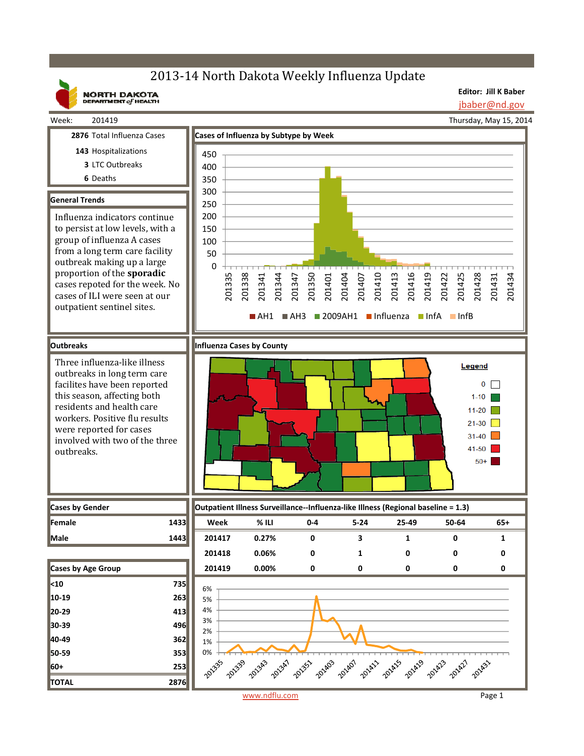# 2013-14 North Dakota Weekly Influenza Update

NORTH DAKOTA DEPARTMENT of HEALTH

**Editor: Jill K Baber**
jbaber@nd.gov

Week: 201419

Thursday, May 15, 2014

**2876** Total Influenza Cases
**143** Hospitalizations
**3** LTC Outbreaks
**6** Deaths

## General Trends

Influenza indicators continue to persist at low levels, with a group of influenza A cases from a long term care facility outbreak making up a large proportion of the **sporadic** cases repoted for the week. No cases of ILI were seen at our outpatient sentinel sites.

## Cases of Influenza by Subtype by Week

AH1 | AH3 | 2009AH1 | Influenza | InfA | InfB

## Outbreaks

Three influenza-like illness outbreaks in long term care facilites have been reported this season, affecting both residents and health care workers. Positive flu results were reported for cases involved with two of the three outbreaks.

## Influenza Cases by County

Legend: 0 | 1-10 | 11-20 | 21-30 | 31-40 | 41-50 | 50+

## Cases by Gender

| | |
|---|---|
| Female | 1433 |
| Male | 1443 |

## Cases by Age Group

| | |
|---|---|
| <10 | 735 |
| 10-19 | 263 |
| 20-29 | 413 |
| 30-39 | 496 |
| 40-49 | 362 |
| 50-59 | 353 |
| 60+ | 253 |
| TOTAL | 2876 |

## Outpatient Illness Surveillance--Influenza-like Illness (Regional baseline = 1.3)

| Week | % ILI | 0-4 | 5-24 | 25-49 | 50-64 | 65+ |
|---|---|---|---|---|---|---|
| 201417 | 0.27% | 0 | 3 | 1 | 0 | 1 |
| 201418 | 0.06% | 0 | 1 | 0 | 0 | 0 |
| 201419 | 0.00% | 0 | 0 | 0 | 0 | 0 |

www.ndflu.com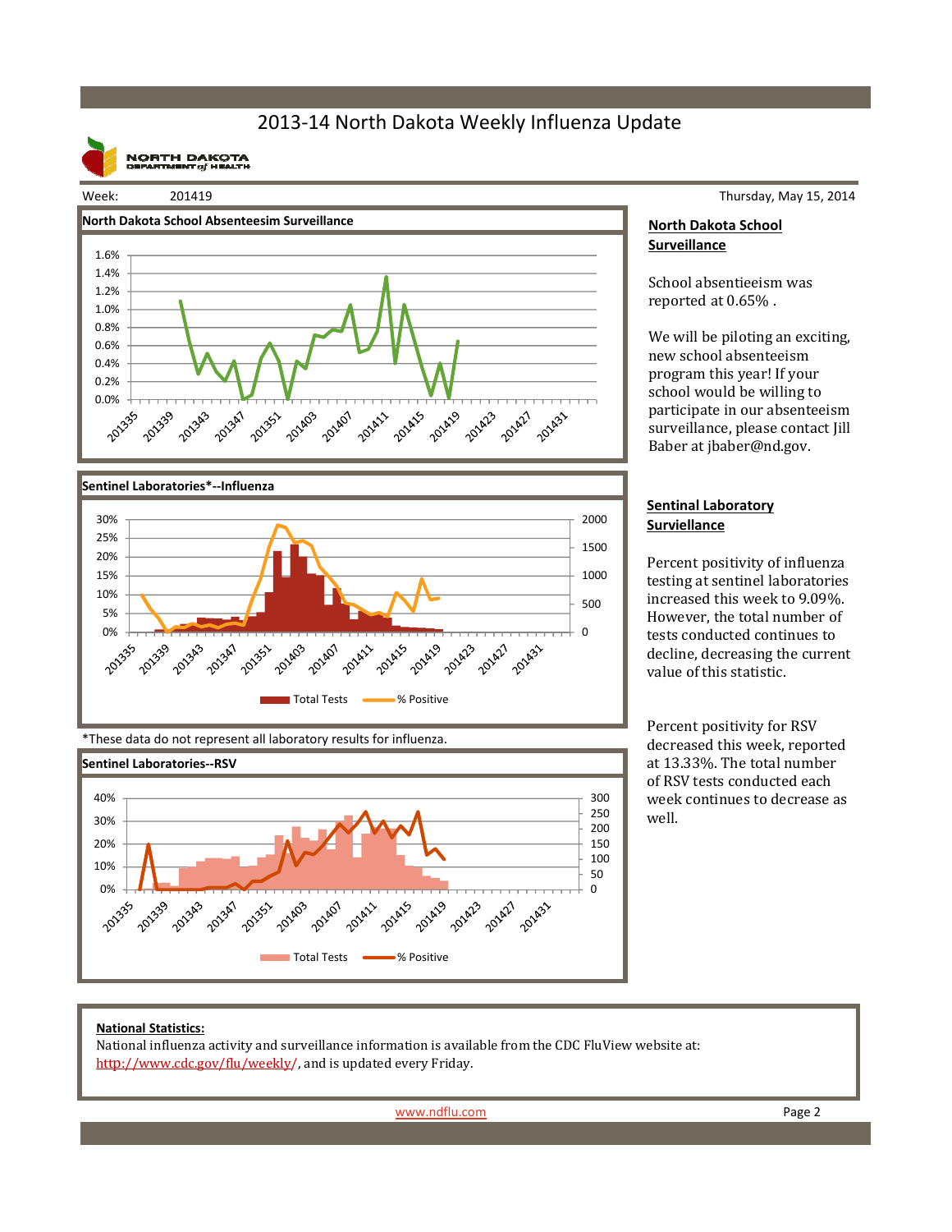# 2013-14 North Dakota Weekly Influenza Update

NORTH DAKOTA DEPARTMENT of HEALTH

Week: 201419

Thursday, May 15, 2014

## North Dakota School Absenteesim Surveillance

1.6%
1.4%
1.2%
1.0%
0.8%
0.6%
0.4%
0.2%
0.0%

201335 201339 201343 201347 201351 201403 201407 201411 201415 201419 201423 201427 201431

## Sentinel Laboratories*--Influenza

30% 25% 20% 15% 10% 5% 0%

2000 1500 1000 500 0

201335 201339 201343 201347 201351 201403 201407 201411 201415 201419 201423 201427 201431

Total Tests
% Positive

*These data do not represent all laboratory results for influenza.

## Sentinel Laboratories--RSV

40% 30% 20% 10% 0%

300 250 200 150 100 50 0

201335 201339 201343 201347 201351 201403 201407 201411 201415 201419 201423 201427 201431

Total Tests
% Positive

## North Dakota School Surveillance

School absentieeism was reported at 0.65% .

We will be piloting an exciting, new school absenteeism program this year! If your school would be willing to participate in our absenteeism surveillance, please contact Jill Baber at jbaber@nd.gov.

## Sentinal Laboratory Surviellance

Percent positivity of influenza testing at sentinel laboratories increased this week to 9.09%. However, the total number of tests conducted continues to decline, decreasing the current value of this statistic.

Percent positivity for RSV decreased this week, reported at 13.33%. The total number of RSV tests conducted each week continues to decrease as well.

**National Statistics:**

National influenza activity and surveillance information is available from the CDC FluView website at: http://www.cdc.gov/flu/weekly/, and is updated every Friday.

www.ndflu.com